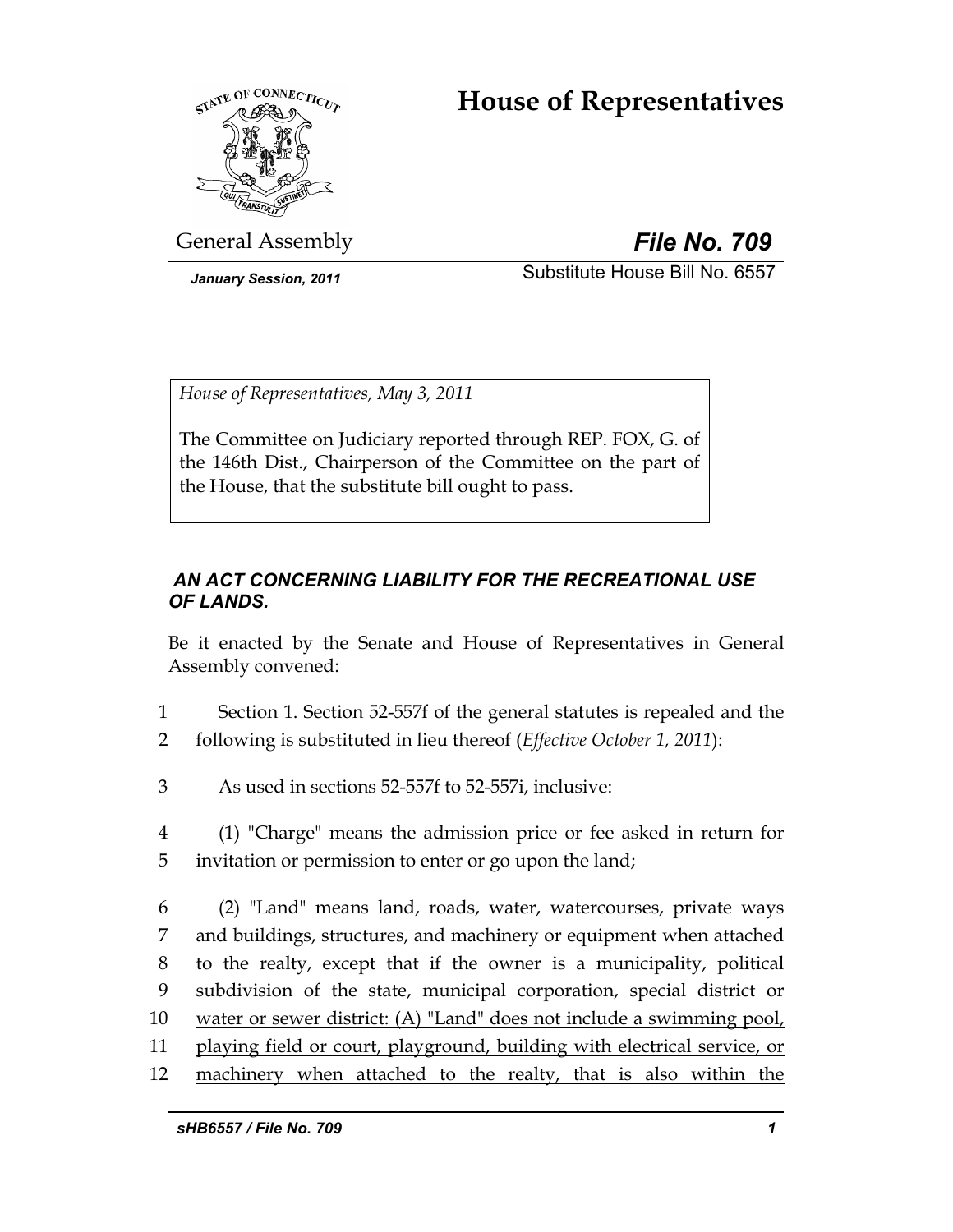# House of Representatives

General Assembly **File No. 709**

*January Session, 2011* Substitute House Bill No. 6557

*House of Representatives, May 3, 2011*

The Committee on Judiciary reported through REP. FOX, G. of the 146th Dist., Chairperson of the Committee on the part of the House, that the substitute bill ought to pass.

***AN ACT CONCERNING LIABILITY FOR THE RECREATIONAL USE OF LANDS.***

Be it enacted by the Senate and House of Representatives in General Assembly convened:

1 Section 1. Section 52-557f of the general statutes is repealed and the
2 following is substituted in lieu thereof (*Effective October 1, 2011*):

3 As used in sections 52-557f to 52-557i, inclusive:

4 (1) "Charge" means the admission price or fee asked in return for
5 invitation or permission to enter or go upon the land;

6 (2) "Land" means land, roads, water, watercourses, private ways
7 and buildings, structures, and machinery or equipment when attached
8 to the realty<u>, except that if the owner is a municipality, political</u>
9 <u>subdivision of the state, municipal corporation, special district or</u>
10 <u>water or sewer district: (A) "Land" does not include a swimming pool,</u>
11 <u>playing field or court, playground, building with electrical service, or</u>
12 <u>machinery when attached to the realty, that is also within the</u>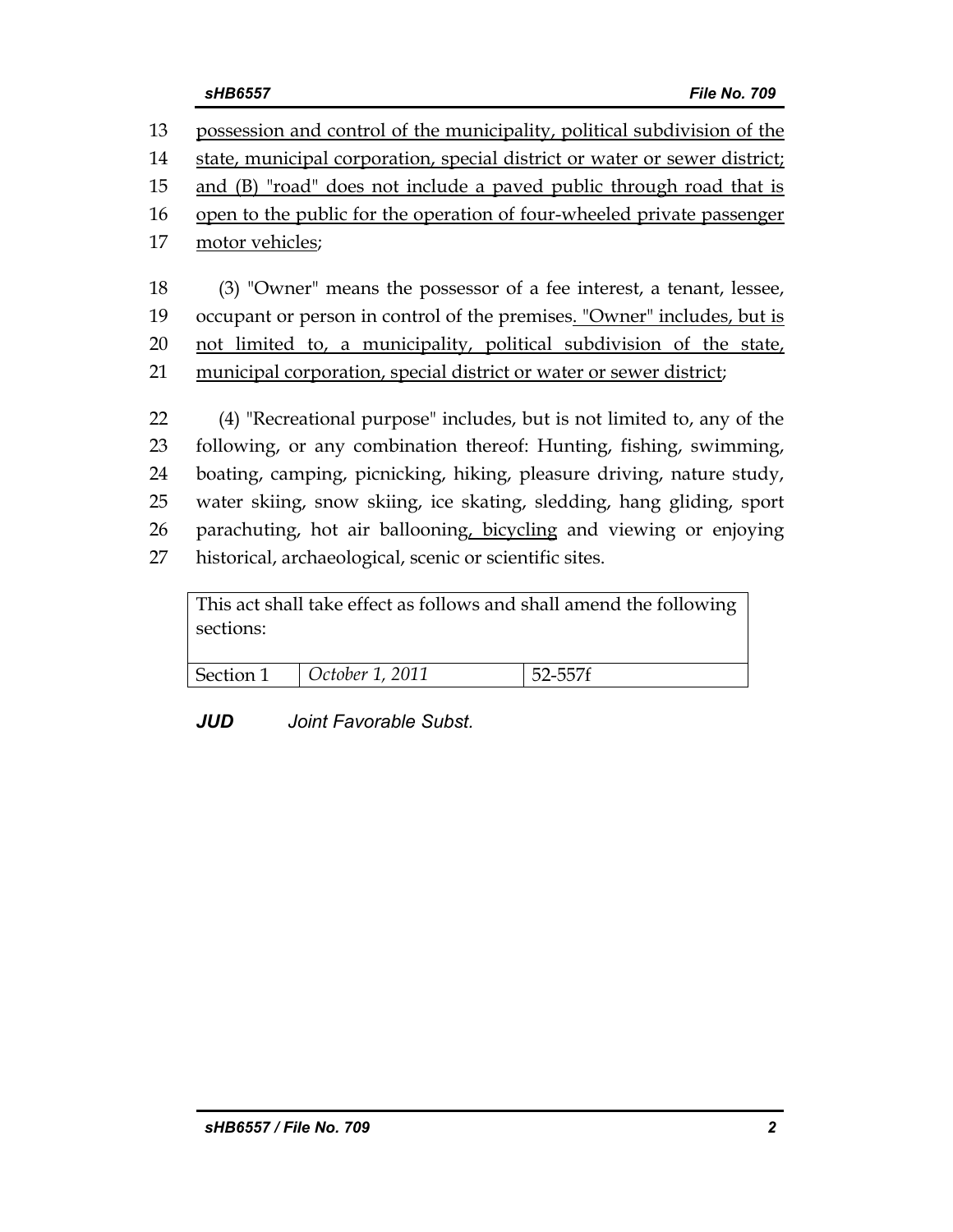13 possession and control of the municipality, political subdivision of the
14 state, municipal corporation, special district or water or sewer district;
15 and (B) "road" does not include a paved public through road that is
16 open to the public for the operation of four-wheeled private passenger
17 motor vehicles;

18 (3) "Owner" means the possessor of a fee interest, a tenant, lessee,
19 occupant or person in control of the premises. "Owner" includes, but is
20 not limited to, a municipality, political subdivision of the state,
21 municipal corporation, special district or water or sewer district;

22 (4) "Recreational purpose" includes, but is not limited to, any of the
23 following, or any combination thereof: Hunting, fishing, swimming,
24 boating, camping, picnicking, hiking, pleasure driving, nature study,
25 water skiing, snow skiing, ice skating, sledding, hang gliding, sport
26 parachuting, hot air ballooning, bicycling and viewing or enjoying
27 historical, archaeological, scenic or scientific sites.

| This act shall take effect as follows and shall amend the following sections: | | |
|---|---|---|
| Section 1 | *October 1, 2011* | 52-557f |

***JUD*** *Joint Favorable Subst.*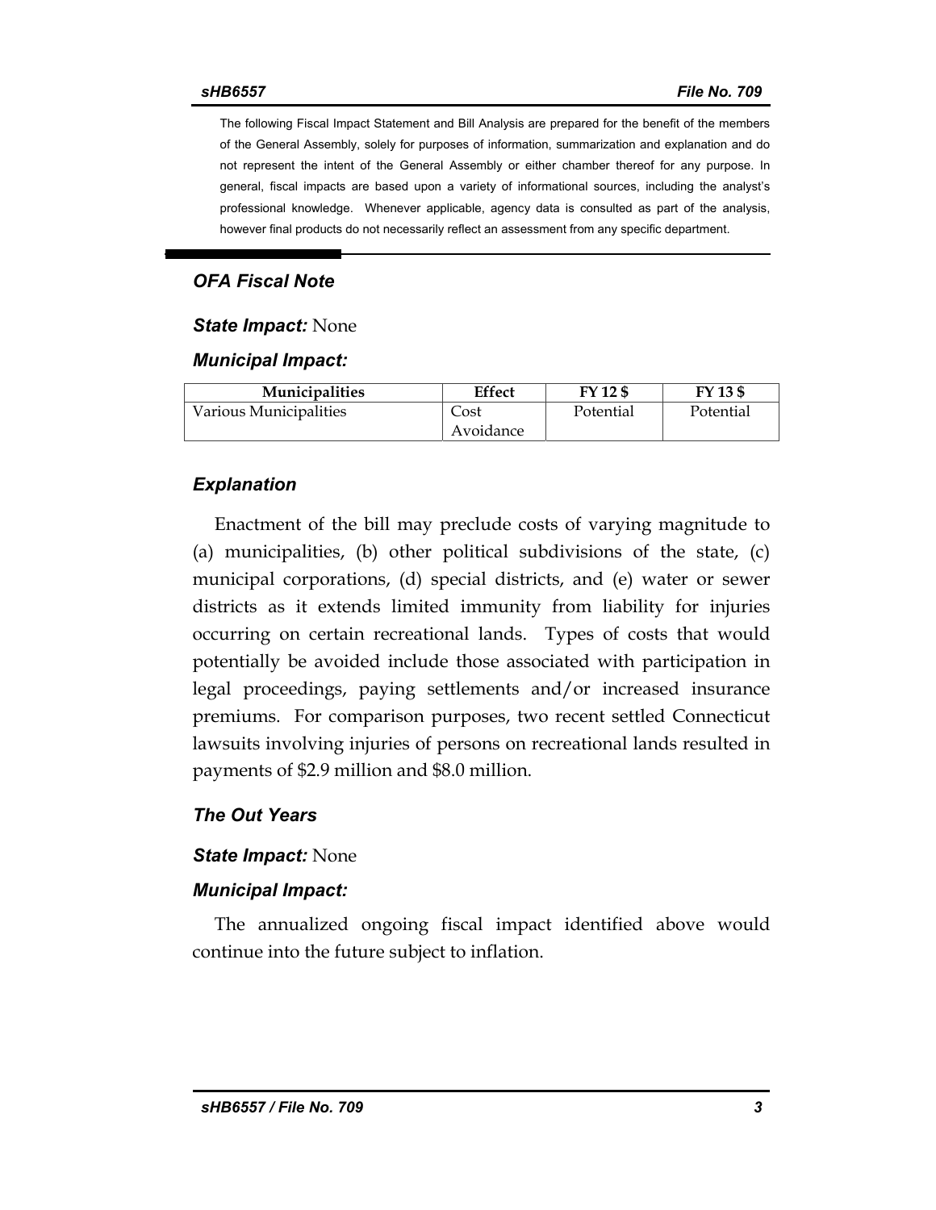The following Fiscal Impact Statement and Bill Analysis are prepared for the benefit of the members of the General Assembly, solely for purposes of information, summarization and explanation and do not represent the intent of the General Assembly or either chamber thereof for any purpose. In general, fiscal impacts are based upon a variety of informational sources, including the analyst's professional knowledge. Whenever applicable, agency data is consulted as part of the analysis, however final products do not necessarily reflect an assessment from any specific department.

## *OFA Fiscal Note*

***State Impact:*** None

***Municipal Impact:***

| Municipalities | Effect | FY 12 $ | FY 13 $ |
|---|---|---|---|
| Various Municipalities | Cost Avoidance | Potential | Potential |

## *Explanation*

Enactment of the bill may preclude costs of varying magnitude to (a) municipalities, (b) other political subdivisions of the state, (c) municipal corporations, (d) special districts, and (e) water or sewer districts as it extends limited immunity from liability for injuries occurring on certain recreational lands. Types of costs that would potentially be avoided include those associated with participation in legal proceedings, paying settlements and/or increased insurance premiums. For comparison purposes, two recent settled Connecticut lawsuits involving injuries of persons on recreational lands resulted in payments of $2.9 million and $8.0 million.

## *The Out Years*

***State Impact:*** None

***Municipal Impact:***

The annualized ongoing fiscal impact identified above would continue into the future subject to inflation.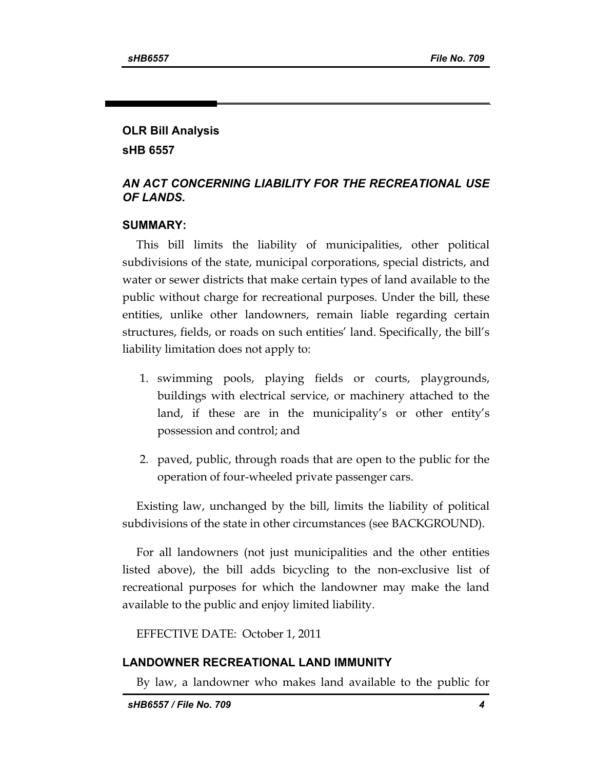**OLR Bill Analysis**

**sHB 6557**

***AN ACT CONCERNING LIABILITY FOR THE RECREATIONAL USE OF LANDS.***

## SUMMARY:

This bill limits the liability of municipalities, other political subdivisions of the state, municipal corporations, special districts, and water or sewer districts that make certain types of land available to the public without charge for recreational purposes. Under the bill, these entities, unlike other landowners, remain liable regarding certain structures, fields, or roads on such entities' land. Specifically, the bill's liability limitation does not apply to:

1. swimming pools, playing fields or courts, playgrounds, buildings with electrical service, or machinery attached to the land, if these are in the municipality's or other entity's possession and control; and
2. paved, public, through roads that are open to the public for the operation of four-wheeled private passenger cars.

Existing law, unchanged by the bill, limits the liability of political subdivisions of the state in other circumstances (see BACKGROUND).

For all landowners (not just municipalities and the other entities listed above), the bill adds bicycling to the non-exclusive list of recreational purposes for which the landowner may make the land available to the public and enjoy limited liability.

EFFECTIVE DATE: October 1, 2011

## LANDOWNER RECREATIONAL LAND IMMUNITY

By law, a landowner who makes land available to the public for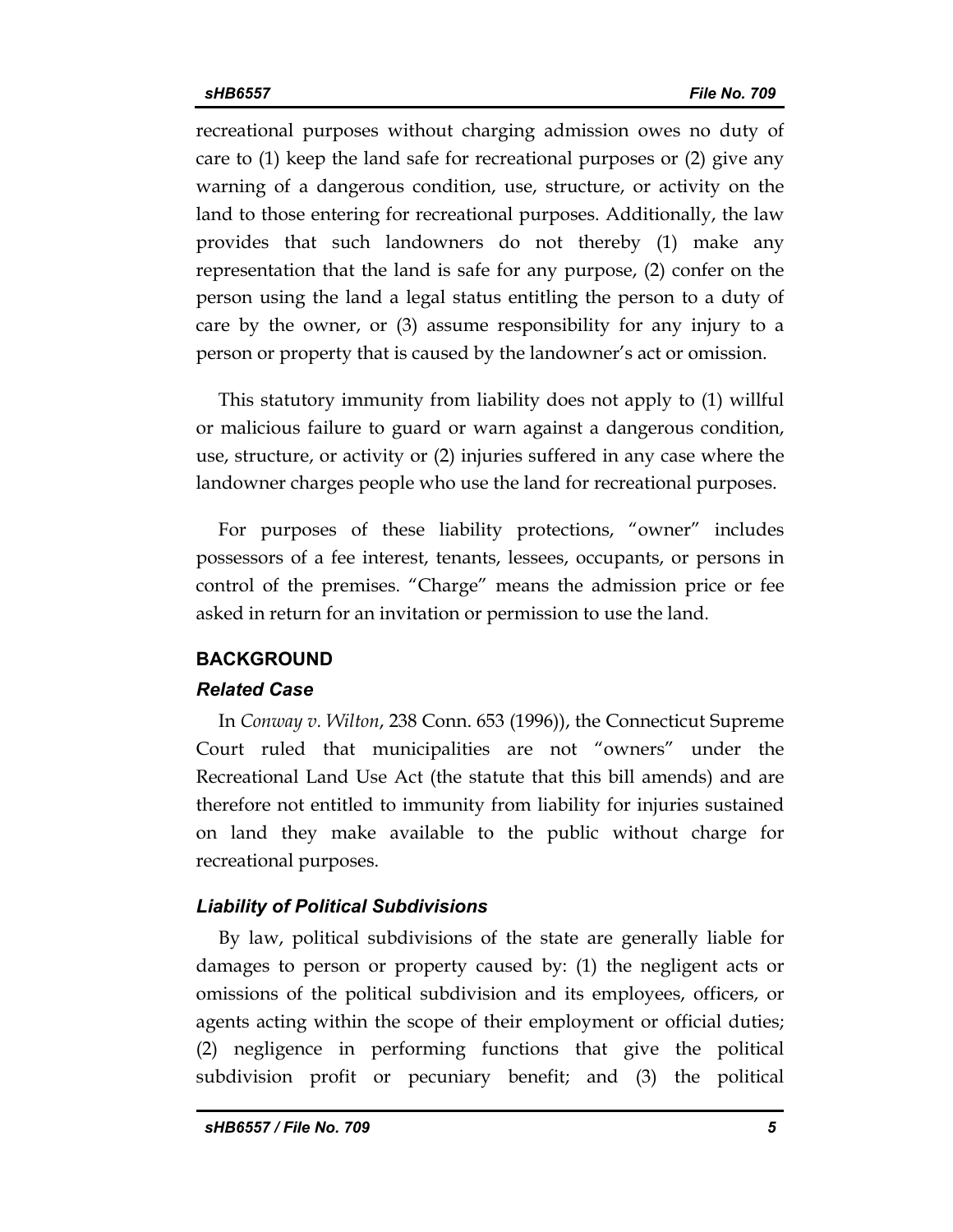recreational purposes without charging admission owes no duty of care to (1) keep the land safe for recreational purposes or (2) give any warning of a dangerous condition, use, structure, or activity on the land to those entering for recreational purposes. Additionally, the law provides that such landowners do not thereby (1) make any representation that the land is safe for any purpose, (2) confer on the person using the land a legal status entitling the person to a duty of care by the owner, or (3) assume responsibility for any injury to a person or property that is caused by the landowner's act or omission.

This statutory immunity from liability does not apply to (1) willful or malicious failure to guard or warn against a dangerous condition, use, structure, or activity or (2) injuries suffered in any case where the landowner charges people who use the land for recreational purposes.

For purposes of these liability protections, "owner" includes possessors of a fee interest, tenants, lessees, occupants, or persons in control of the premises. "Charge" means the admission price or fee asked in return for an invitation or permission to use the land.

## BACKGROUND

### *Related Case*

In *Conway v. Wilton*, 238 Conn. 653 (1996)), the Connecticut Supreme Court ruled that municipalities are not "owners" under the Recreational Land Use Act (the statute that this bill amends) and are therefore not entitled to immunity from liability for injuries sustained on land they make available to the public without charge for recreational purposes.

### *Liability of Political Subdivisions*

By law, political subdivisions of the state are generally liable for damages to person or property caused by: (1) the negligent acts or omissions of the political subdivision and its employees, officers, or agents acting within the scope of their employment or official duties; (2) negligence in performing functions that give the political subdivision profit or pecuniary benefit; and (3) the political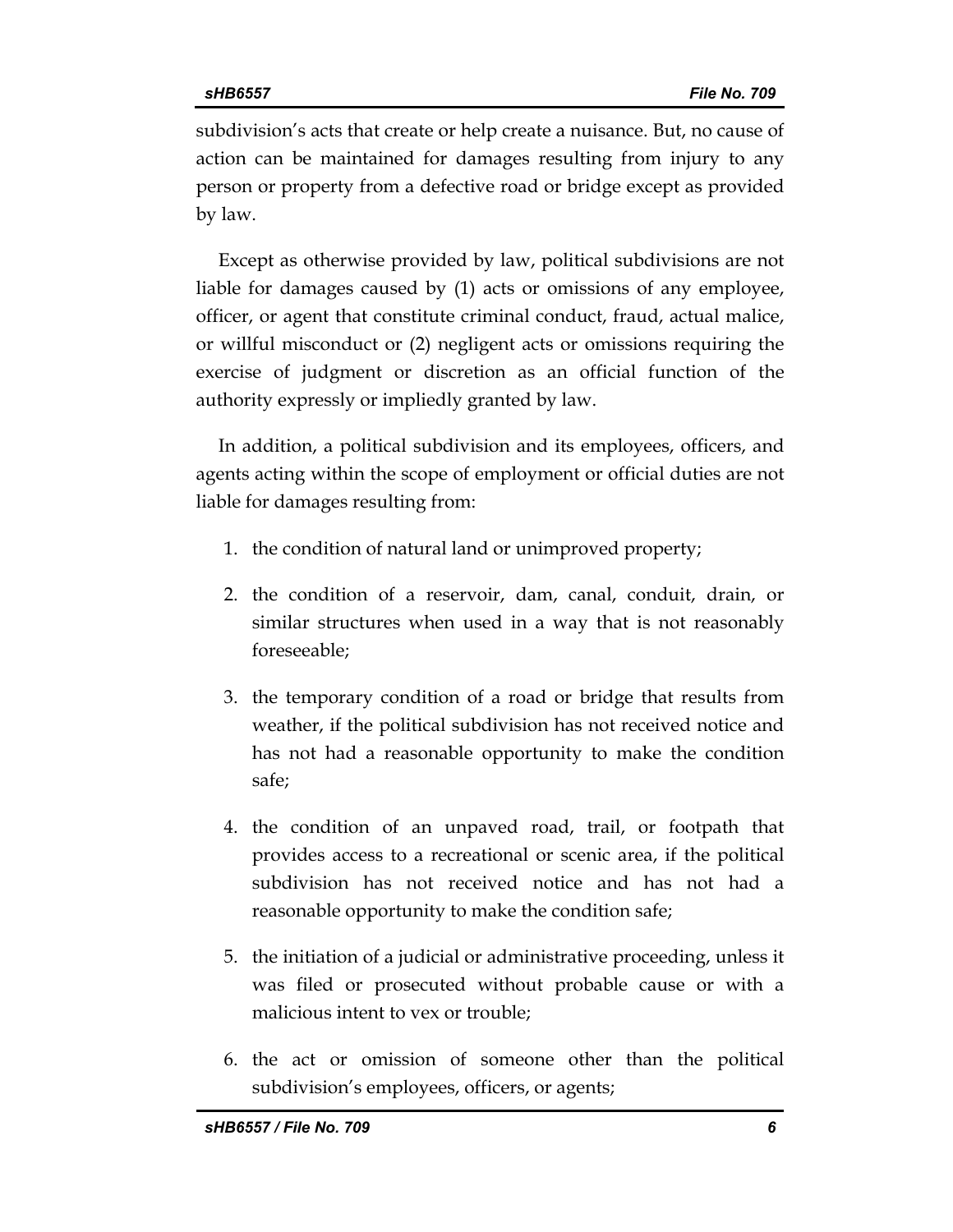subdivision's acts that create or help create a nuisance. But, no cause of action can be maintained for damages resulting from injury to any person or property from a defective road or bridge except as provided by law.

Except as otherwise provided by law, political subdivisions are not liable for damages caused by (1) acts or omissions of any employee, officer, or agent that constitute criminal conduct, fraud, actual malice, or willful misconduct or (2) negligent acts or omissions requiring the exercise of judgment or discretion as an official function of the authority expressly or impliedly granted by law.

In addition, a political subdivision and its employees, officers, and agents acting within the scope of employment or official duties are not liable for damages resulting from:

1. the condition of natural land or unimproved property;
2. the condition of a reservoir, dam, canal, conduit, drain, or similar structures when used in a way that is not reasonably foreseeable;
3. the temporary condition of a road or bridge that results from weather, if the political subdivision has not received notice and has not had a reasonable opportunity to make the condition safe;
4. the condition of an unpaved road, trail, or footpath that provides access to a recreational or scenic area, if the political subdivision has not received notice and has not had a reasonable opportunity to make the condition safe;
5. the initiation of a judicial or administrative proceeding, unless it was filed or prosecuted without probable cause or with a malicious intent to vex or trouble;
6. the act or omission of someone other than the political subdivision's employees, officers, or agents;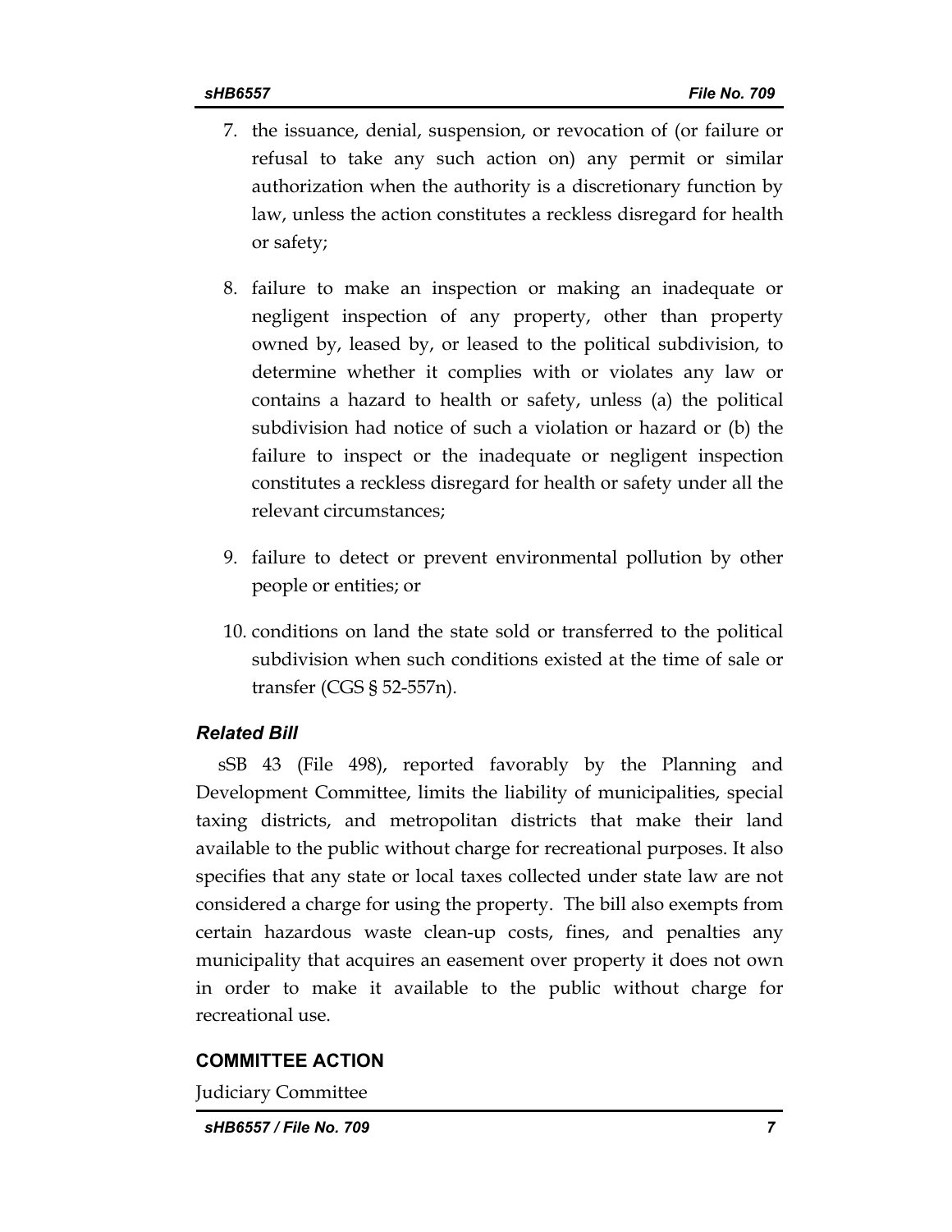7. the issuance, denial, suspension, or revocation of (or failure or refusal to take any such action on) any permit or similar authorization when the authority is a discretionary function by law, unless the action constitutes a reckless disregard for health or safety;
8. failure to make an inspection or making an inadequate or negligent inspection of any property, other than property owned by, leased by, or leased to the political subdivision, to determine whether it complies with or violates any law or contains a hazard to health or safety, unless (a) the political subdivision had notice of such a violation or hazard or (b) the failure to inspect or the inadequate or negligent inspection constitutes a reckless disregard for health or safety under all the relevant circumstances;
9. failure to detect or prevent environmental pollution by other people or entities; or
10. conditions on land the state sold or transferred to the political subdivision when such conditions existed at the time of sale or transfer (CGS § 52-557n).

### *Related Bill*

sSB 43 (File 498), reported favorably by the Planning and Development Committee, limits the liability of municipalities, special taxing districts, and metropolitan districts that make their land available to the public without charge for recreational purposes. It also specifies that any state or local taxes collected under state law are not considered a charge for using the property. The bill also exempts from certain hazardous waste clean-up costs, fines, and penalties any municipality that acquires an easement over property it does not own in order to make it available to the public without charge for recreational use.

## COMMITTEE ACTION

Judiciary Committee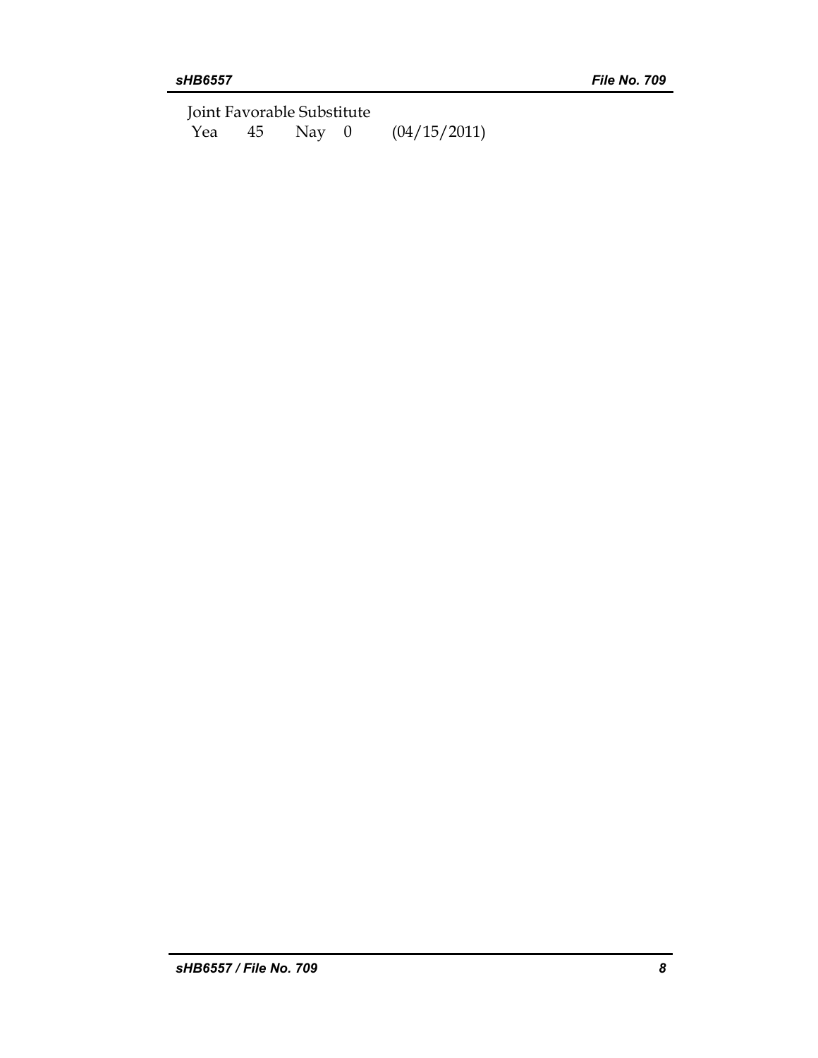Joint Favorable Substitute

| | | | | |
|---|---|---|---|---|
| Yea | 45 | Nay | 0 | (04/15/2011) |